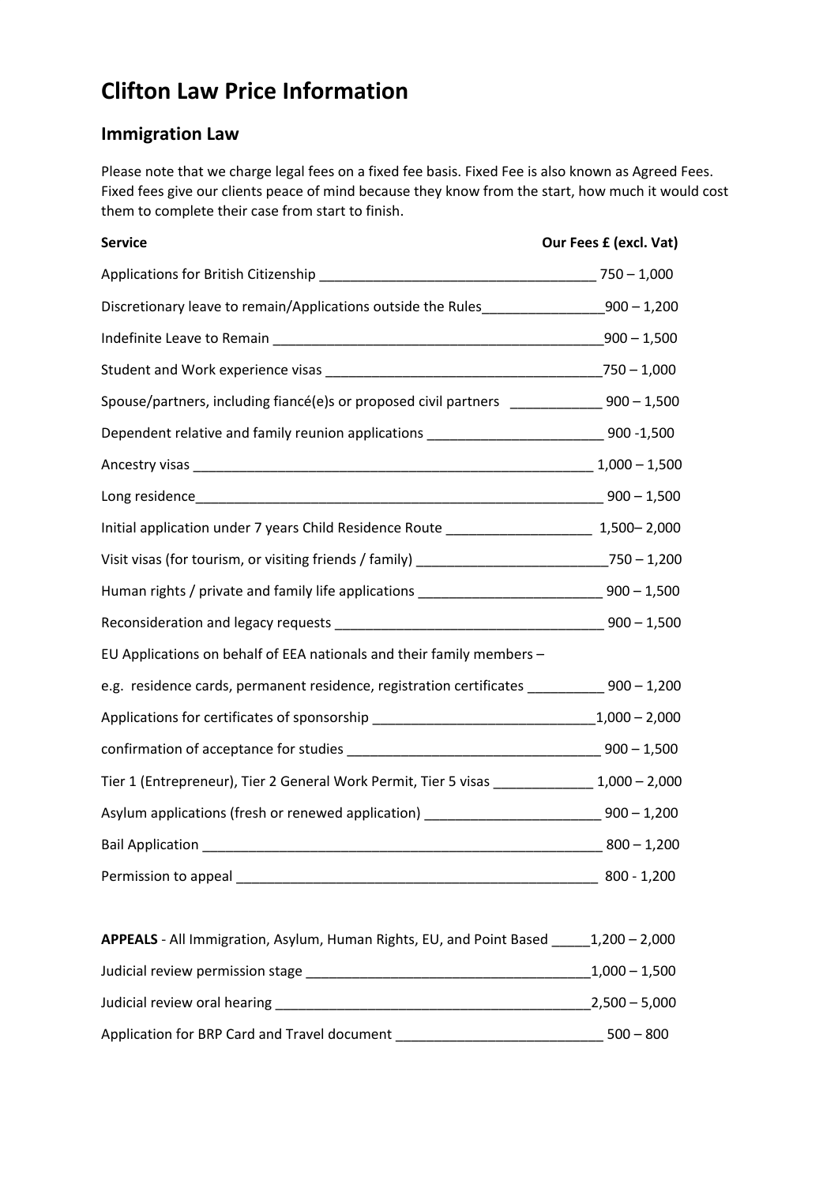# Clifton Law Price Information

## Immigration Law

Please note that we charge legal fees on a fixed fee basis. Fixed Fee is also known as Agreed Fees. Fixed fees give our clients peace of mind because they know from the start, how much it would cost them to complete their case from start to finish.

| Service | Our Fees £ (excl. Vat) |
|---|---|
| Applications for British Citizenship | 750 – 1,000 |
| Discretionary leave to remain/Applications outside the Rules | 900 – 1,200 |
| Indefinite Leave to Remain | 900 – 1,500 |
| Student and Work experience visas | 750 – 1,000 |
| Spouse/partners, including fiancé(e)s or proposed civil partners | 900 – 1,500 |
| Dependent relative and family reunion applications | 900 -1,500 |
| Ancestry visas | 1,000 – 1,500 |
| Long residence | 900 – 1,500 |
| Initial application under 7 years Child Residence Route | 1,500– 2,000 |
| Visit visas (for tourism, or visiting friends / family) | 750 – 1,200 |
| Human rights / private and family life applications | 900 – 1,500 |
| Reconsideration and legacy requests | 900 – 1,500 |
| EU Applications on behalf of EEA nationals and their family members – e.g. residence cards, permanent residence, registration certificates | 900 – 1,200 |
| Applications for certificates of sponsorship | 1,000 – 2,000 |
| confirmation of acceptance for studies | 900 – 1,500 |
| Tier 1 (Entrepreneur), Tier 2 General Work Permit, Tier 5 visas | 1,000 – 2,000 |
| Asylum applications (fresh or renewed application) | 900 – 1,200 |
| Bail Application | 800 – 1,200 |
| Permission to appeal | 800 - 1,200 |
| **APPEALS** - All Immigration, Asylum, Human Rights, EU, and Point Based | 1,200 – 2,000 |
| Judicial review permission stage | 1,000 – 1,500 |
| Judicial review oral hearing | 2,500 – 5,000 |
| Application for BRP Card and Travel document | 500 – 800 |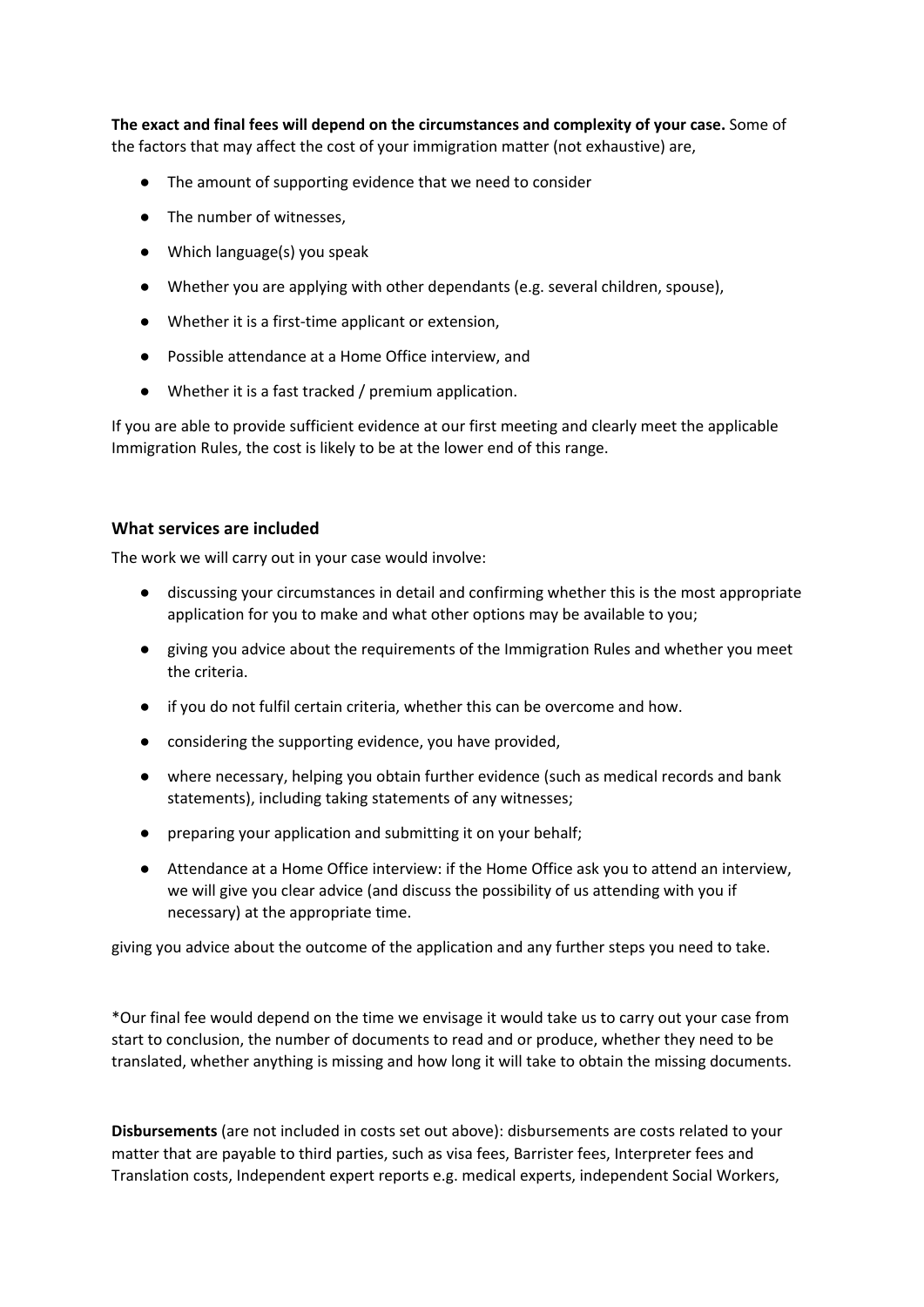**The exact and final fees will depend on the circumstances and complexity of your case.** Some of the factors that may affect the cost of your immigration matter (not exhaustive) are,

- The amount of supporting evidence that we need to consider
- The number of witnesses,
- Which language(s) you speak
- Whether you are applying with other dependants (e.g. several children, spouse),
- Whether it is a first-time applicant or extension,
- Possible attendance at a Home Office interview, and
- Whether it is a fast tracked / premium application.

If you are able to provide sufficient evidence at our first meeting and clearly meet the applicable Immigration Rules, the cost is likely to be at the lower end of this range.

## What services are included

The work we will carry out in your case would involve:

- discussing your circumstances in detail and confirming whether this is the most appropriate application for you to make and what other options may be available to you;
- giving you advice about the requirements of the Immigration Rules and whether you meet the criteria.
- if you do not fulfil certain criteria, whether this can be overcome and how.
- considering the supporting evidence, you have provided,
- where necessary, helping you obtain further evidence (such as medical records and bank statements), including taking statements of any witnesses;
- preparing your application and submitting it on your behalf;
- Attendance at a Home Office interview: if the Home Office ask you to attend an interview, we will give you clear advice (and discuss the possibility of us attending with you if necessary) at the appropriate time.

giving you advice about the outcome of the application and any further steps you need to take.

*Our final fee would depend on the time we envisage it would take us to carry out your case from start to conclusion, the number of documents to read and or produce, whether they need to be translated, whether anything is missing and how long it will take to obtain the missing documents.

**Disbursements** (are not included in costs set out above): disbursements are costs related to your matter that are payable to third parties, such as visa fees, Barrister fees, Interpreter fees and Translation costs, Independent expert reports e.g. medical experts, independent Social Workers,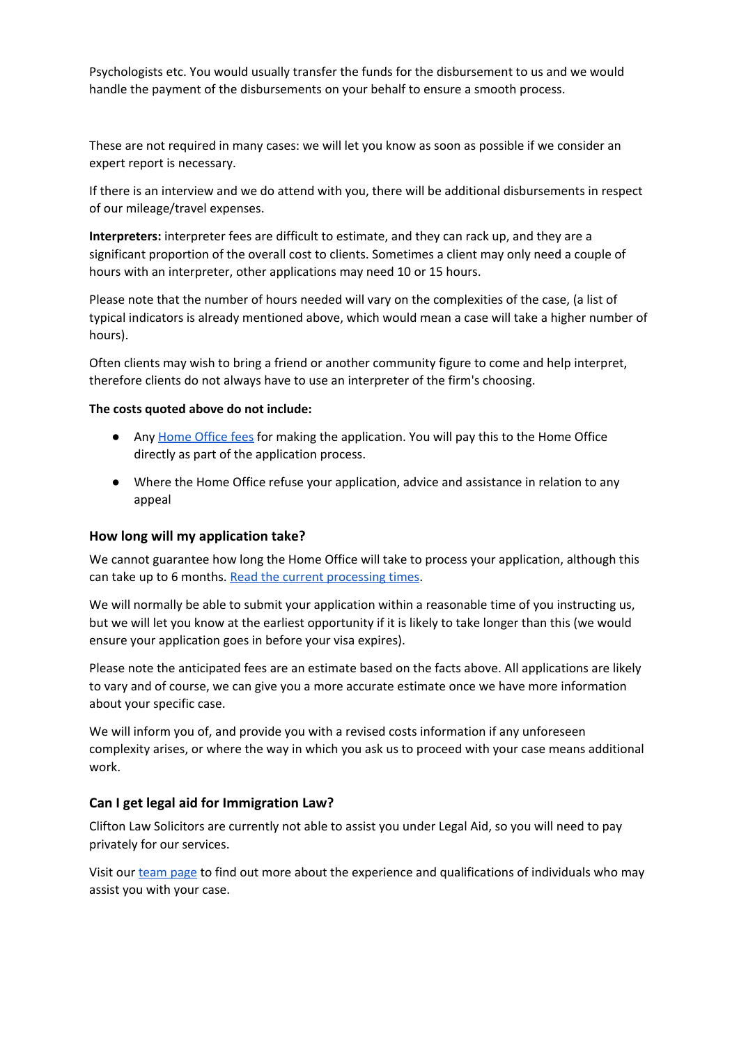Psychologists etc. You would usually transfer the funds for the disbursement to us and we would handle the payment of the disbursements on your behalf to ensure a smooth process.

These are not required in many cases: we will let you know as soon as possible if we consider an expert report is necessary.

If there is an interview and we do attend with you, there will be additional disbursements in respect of our mileage/travel expenses.

**Interpreters:** interpreter fees are difficult to estimate, and they can rack up, and they are a significant proportion of the overall cost to clients. Sometimes a client may only need a couple of hours with an interpreter, other applications may need 10 or 15 hours.

Please note that the number of hours needed will vary on the complexities of the case, (a list of typical indicators is already mentioned above, which would mean a case will take a higher number of hours).

Often clients may wish to bring a friend or another community figure to come and help interpret, therefore clients do not always have to use an interpreter of the firm's choosing.

**The costs quoted above do not include:**

- Any Home Office fees for making the application. You will pay this to the Home Office directly as part of the application process.
- Where the Home Office refuse your application, advice and assistance in relation to any appeal

### How long will my application take?

We cannot guarantee how long the Home Office will take to process your application, although this can take up to 6 months. Read the current processing times.

We will normally be able to submit your application within a reasonable time of you instructing us, but we will let you know at the earliest opportunity if it is likely to take longer than this (we would ensure your application goes in before your visa expires).

Please note the anticipated fees are an estimate based on the facts above. All applications are likely to vary and of course, we can give you a more accurate estimate once we have more information about your specific case.

We will inform you of, and provide you with a revised costs information if any unforeseen complexity arises, or where the way in which you ask us to proceed with your case means additional work.

### Can I get legal aid for Immigration Law?

Clifton Law Solicitors are currently not able to assist you under Legal Aid, so you will need to pay privately for our services.

Visit our team page to find out more about the experience and qualifications of individuals who may assist you with your case.